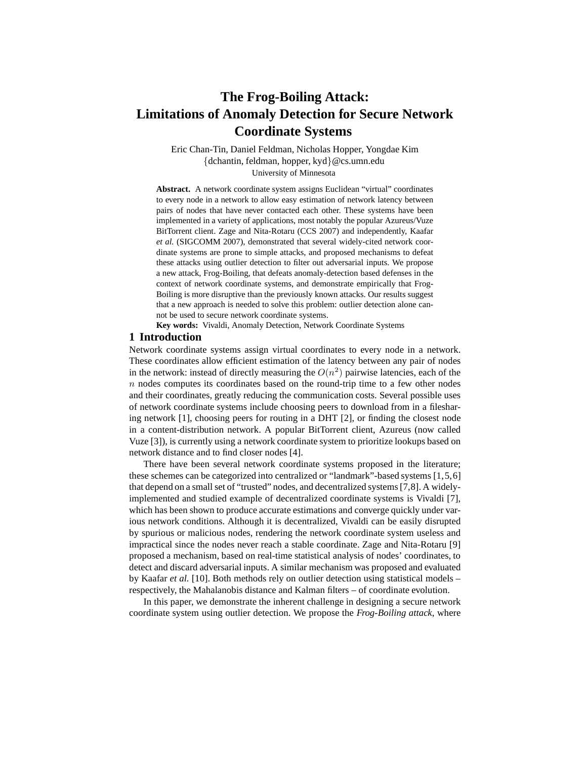# The Frog-Boiling Attack: Limitations of Anomaly Detection for Secure Network Coordinate Systems

Eric Chan-Tin, Daniel Feldman, Nicholas Hopper, Yongdae Kim
{dchantin, feldman, hopper, kyd}@cs.umn.edu
University of Minnesota

**Abstract.** A network coordinate system assigns Euclidean "virtual" coordinates to every node in a network to allow easy estimation of network latency between pairs of nodes that have never contacted each other. These systems have been implemented in a variety of applications, most notably the popular Azureus/Vuze BitTorrent client. Zage and Nita-Rotaru (CCS 2007) and independently, Kaafar *et al.* (SIGCOMM 2007), demonstrated that several widely-cited network coordinate systems are prone to simple attacks, and proposed mechanisms to defeat these attacks using outlier detection to filter out adversarial inputs. We propose a new attack, Frog-Boiling, that defeats anomaly-detection based defenses in the context of network coordinate systems, and demonstrate empirically that Frog-Boiling is more disruptive than the previously known attacks. Our results suggest that a new approach is needed to solve this problem: outlier detection alone cannot be used to secure network coordinate systems.

**Key words:** Vivaldi, Anomaly Detection, Network Coordinate Systems

## 1 Introduction

Network coordinate systems assign virtual coordinates to every node in a network. These coordinates allow efficient estimation of the latency between any pair of nodes in the network: instead of directly measuring the $O(n^2)$ pairwise latencies, each of the $n$ nodes computes its coordinates based on the round-trip time to a few other nodes and their coordinates, greatly reducing the communication costs. Several possible uses of network coordinate systems include choosing peers to download from in a filesharing network [1], choosing peers for routing in a DHT [2], or finding the closest node in a content-distribution network. A popular BitTorrent client, Azureus (now called Vuze [3]), is currently using a network coordinate system to prioritize lookups based on network distance and to find closer nodes [4].

There have been several network coordinate systems proposed in the literature; these schemes can be categorized into centralized or "landmark"-based systems [1,5,6] that depend on a small set of "trusted" nodes, and decentralized systems [7,8]. A widely-implemented and studied example of decentralized coordinate systems is Vivaldi [7], which has been shown to produce accurate estimations and converge quickly under various network conditions. Although it is decentralized, Vivaldi can be easily disrupted by spurious or malicious nodes, rendering the network coordinate system useless and impractical since the nodes never reach a stable coordinate. Zage and Nita-Rotaru [9] proposed a mechanism, based on real-time statistical analysis of nodes' coordinates, to detect and discard adversarial inputs. A similar mechanism was proposed and evaluated by Kaafar *et al.* [10]. Both methods rely on outlier detection using statistical models – respectively, the Mahalanobis distance and Kalman filters – of coordinate evolution.

In this paper, we demonstrate the inherent challenge in designing a secure network coordinate system using outlier detection. We propose the *Frog-Boiling attack*, where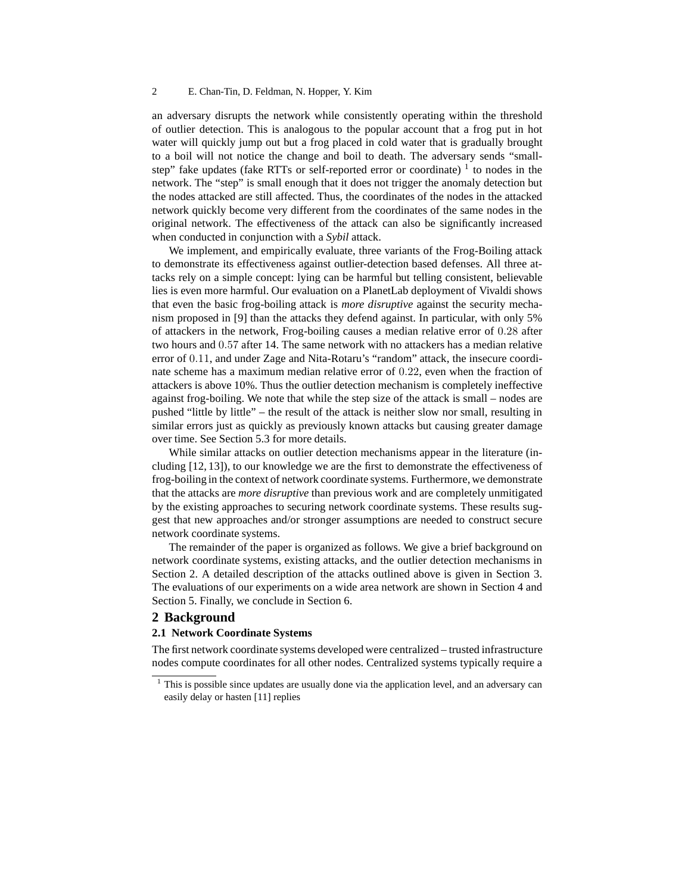an adversary disrupts the network while consistently operating within the threshold of outlier detection. This is analogous to the popular account that a frog put in hot water will quickly jump out but a frog placed in cold water that is gradually brought to a boil will not notice the change and boil to death. The adversary sends "small-step" fake updates (fake RTTs or self-reported error or coordinate) [1] to nodes in the network. The "step" is small enough that it does not trigger the anomaly detection but the nodes attacked are still affected. Thus, the coordinates of the nodes in the attacked network quickly become very different from the coordinates of the same nodes in the original network. The effectiveness of the attack can also be significantly increased when conducted in conjunction with a *Sybil* attack.

We implement, and empirically evaluate, three variants of the Frog-Boiling attack to demonstrate its effectiveness against outlier-detection based defenses. All three attacks rely on a simple concept: lying can be harmful but telling consistent, believable lies is even more harmful. Our evaluation on a PlanetLab deployment of Vivaldi shows that even the basic frog-boiling attack is *more disruptive* against the security mechanism proposed in [9] than the attacks they defend against. In particular, with only 5% of attackers in the network, Frog-boiling causes a median relative error of $0.28$ after two hours and $0.57$ after 14. The same network with no attackers has a median relative error of $0.11$, and under Zage and Nita-Rotaru's "random" attack, the insecure coordinate scheme has a maximum median relative error of $0.22$, even when the fraction of attackers is above 10%. Thus the outlier detection mechanism is completely ineffective against frog-boiling. We note that while the step size of the attack is small – nodes are pushed "little by little" – the result of the attack is neither slow nor small, resulting in similar errors just as quickly as previously known attacks but causing greater damage over time. See Section 5.3 for more details.

While similar attacks on outlier detection mechanisms appear in the literature (including [12, 13]), to our knowledge we are the first to demonstrate the effectiveness of frog-boiling in the context of network coordinate systems. Furthermore, we demonstrate that the attacks are *more disruptive* than previous work and are completely unmitigated by the existing approaches to securing network coordinate systems. These results suggest that new approaches and/or stronger assumptions are needed to construct secure network coordinate systems.

The remainder of the paper is organized as follows. We give a brief background on network coordinate systems, existing attacks, and the outlier detection mechanisms in Section 2. A detailed description of the attacks outlined above is given in Section 3. The evaluations of our experiments on a wide area network are shown in Section 4 and Section 5. Finally, we conclude in Section 6.

## 2 Background

### 2.1 Network Coordinate Systems

The first network coordinate systems developed were centralized – trusted infrastructure nodes compute coordinates for all other nodes. Centralized systems typically require a

[1] This is possible since updates are usually done via the application level, and an adversary can easily delay or hasten [11] replies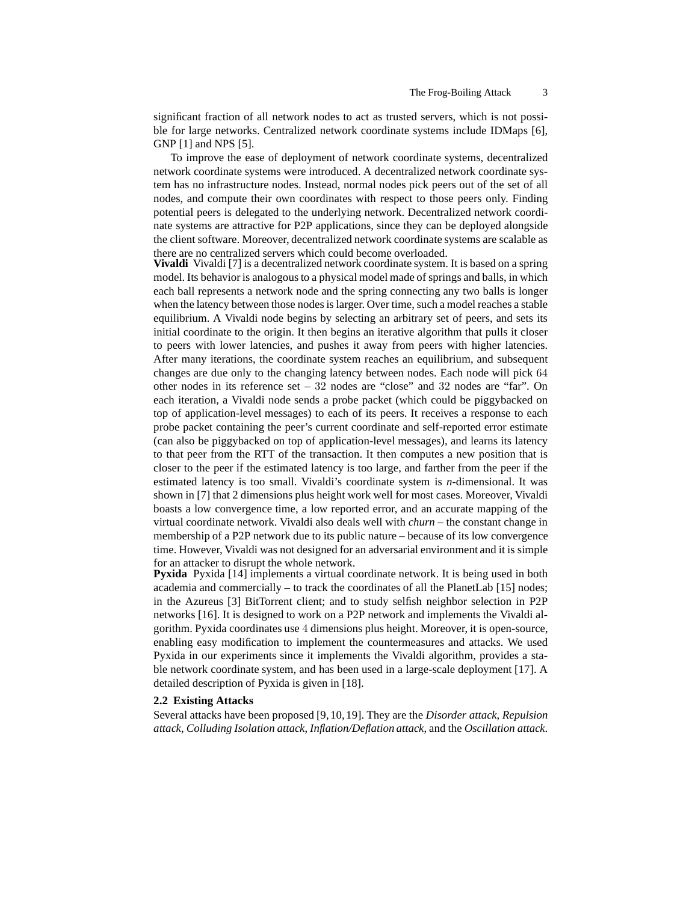significant fraction of all network nodes to act as trusted servers, which is not possible for large networks. Centralized network coordinate systems include IDMaps [6], GNP [1] and NPS [5].

To improve the ease of deployment of network coordinate systems, decentralized network coordinate systems were introduced. A decentralized network coordinate system has no infrastructure nodes. Instead, normal nodes pick peers out of the set of all nodes, and compute their own coordinates with respect to those peers only. Finding potential peers is delegated to the underlying network. Decentralized network coordinate systems are attractive for P2P applications, since they can be deployed alongside the client software. Moreover, decentralized network coordinate systems are scalable as there are no centralized servers which could become overloaded.

**Vivaldi** Vivaldi [7] is a decentralized network coordinate system. It is based on a spring model. Its behavior is analogous to a physical model made of springs and balls, in which each ball represents a network node and the spring connecting any two balls is longer when the latency between those nodes is larger. Over time, such a model reaches a stable equilibrium. A Vivaldi node begins by selecting an arbitrary set of peers, and sets its initial coordinate to the origin. It then begins an iterative algorithm that pulls it closer to peers with lower latencies, and pushes it away from peers with higher latencies. After many iterations, the coordinate system reaches an equilibrium, and subsequent changes are due only to the changing latency between nodes. Each node will pick $64$ other nodes in its reference set – $32$ nodes are "close" and $32$ nodes are "far". On each iteration, a Vivaldi node sends a probe packet (which could be piggybacked on top of application-level messages) to each of its peers. It receives a response to each probe packet containing the peer's current coordinate and self-reported error estimate (can also be piggybacked on top of application-level messages), and learns its latency to that peer from the RTT of the transaction. It then computes a new position that is closer to the peer if the estimated latency is too large, and farther from the peer if the estimated latency is too small. Vivaldi's coordinate system is $n$-dimensional. It was shown in [7] that 2 dimensions plus height work well for most cases. Moreover, Vivaldi boasts a low convergence time, a low reported error, and an accurate mapping of the virtual coordinate network. Vivaldi also deals well with *churn* – the constant change in membership of a P2P network due to its public nature – because of its low convergence time. However, Vivaldi was not designed for an adversarial environment and it is simple for an attacker to disrupt the whole network.

**Pyxida** Pyxida [14] implements a virtual coordinate network. It is being used in both academia and commercially – to track the coordinates of all the PlanetLab [15] nodes; in the Azureus [3] BitTorrent client; and to study selfish neighbor selection in P2P networks [16]. It is designed to work on a P2P network and implements the Vivaldi algorithm. Pyxida coordinates use $4$ dimensions plus height. Moreover, it is open-source, enabling easy modification to implement the countermeasures and attacks. We used Pyxida in our experiments since it implements the Vivaldi algorithm, provides a stable network coordinate system, and has been used in a large-scale deployment [17]. A detailed description of Pyxida is given in [18].

### 2.2 Existing Attacks

Several attacks have been proposed [9, 10, 19]. They are the *Disorder attack*, *Repulsion attack*, *Colluding Isolation attack*, *Inflation/Deflation attack*, and the *Oscillation attack*.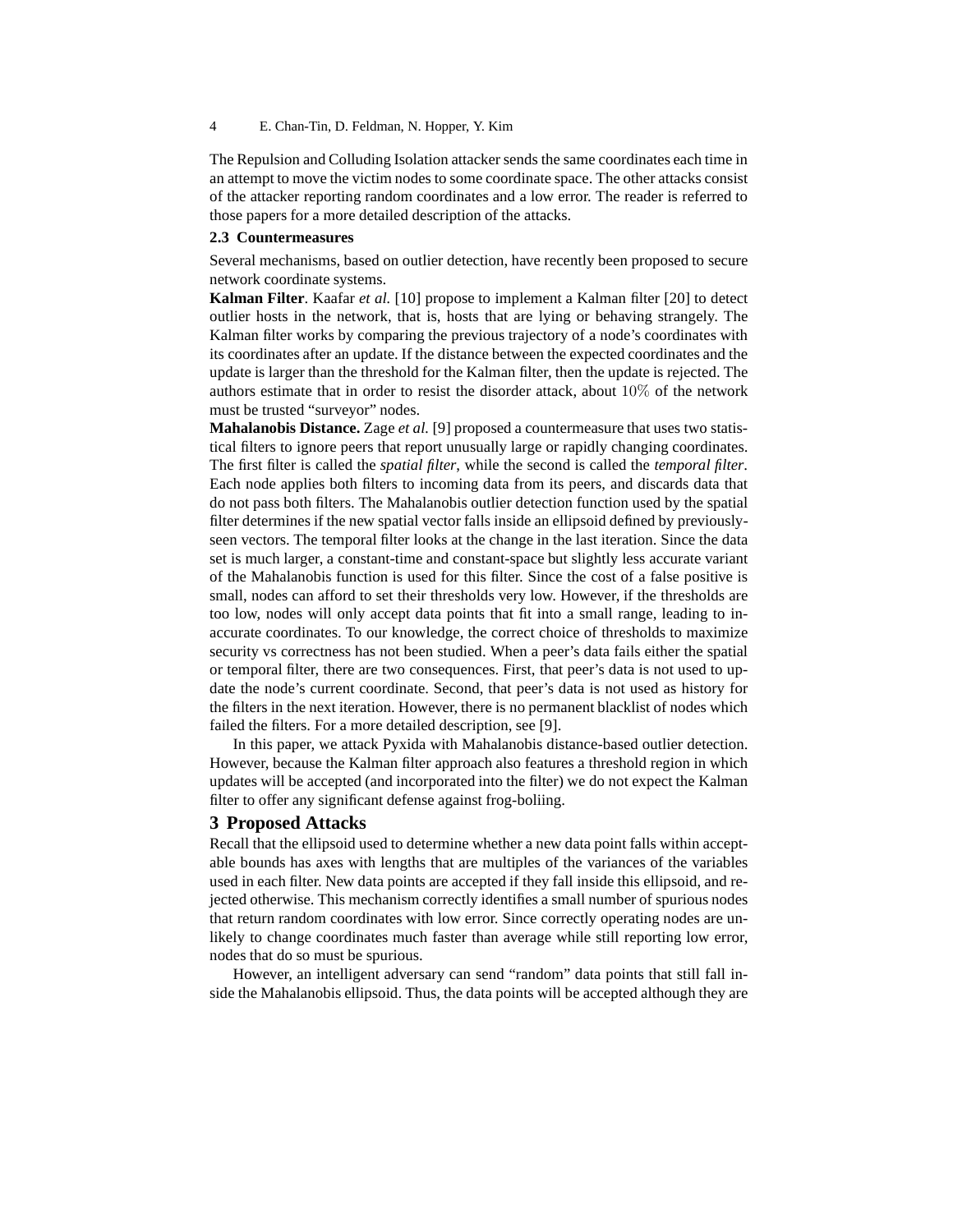The Repulsion and Colluding Isolation attacker sends the same coordinates each time in an attempt to move the victim nodes to some coordinate space. The other attacks consist of the attacker reporting random coordinates and a low error. The reader is referred to those papers for a more detailed description of the attacks.

### 2.3 Countermeasures

Several mechanisms, based on outlier detection, have recently been proposed to secure network coordinate systems.

**Kalman Filter**. Kaafar *et al.* [10] propose to implement a Kalman filter [20] to detect outlier hosts in the network, that is, hosts that are lying or behaving strangely. The Kalman filter works by comparing the previous trajectory of a node's coordinates with its coordinates after an update. If the distance between the expected coordinates and the update is larger than the threshold for the Kalman filter, then the update is rejected. The authors estimate that in order to resist the disorder attack, about $10\%$ of the network must be trusted "surveyor" nodes.

**Mahalanobis Distance.** Zage *et al.* [9] proposed a countermeasure that uses two statistical filters to ignore peers that report unusually large or rapidly changing coordinates. The first filter is called the *spatial filter*, while the second is called the *temporal filter*. Each node applies both filters to incoming data from its peers, and discards data that do not pass both filters. The Mahalanobis outlier detection function used by the spatial filter determines if the new spatial vector falls inside an ellipsoid defined by previously-seen vectors. The temporal filter looks at the change in the last iteration. Since the data set is much larger, a constant-time and constant-space but slightly less accurate variant of the Mahalanobis function is used for this filter. Since the cost of a false positive is small, nodes can afford to set their thresholds very low. However, if the thresholds are too low, nodes will only accept data points that fit into a small range, leading to inaccurate coordinates. To our knowledge, the correct choice of thresholds to maximize security vs correctness has not been studied. When a peer's data fails either the spatial or temporal filter, there are two consequences. First, that peer's data is not used to update the node's current coordinate. Second, that peer's data is not used as history for the filters in the next iteration. However, there is no permanent blacklist of nodes which failed the filters. For a more detailed description, see [9].

In this paper, we attack Pyxida with Mahalanobis distance-based outlier detection. However, because the Kalman filter approach also features a threshold region in which updates will be accepted (and incorporated into the filter) we do not expect the Kalman filter to offer any significant defense against frog-boliing.

## 3 Proposed Attacks

Recall that the ellipsoid used to determine whether a new data point falls within acceptable bounds has axes with lengths that are multiples of the variances of the variables used in each filter. New data points are accepted if they fall inside this ellipsoid, and rejected otherwise. This mechanism correctly identifies a small number of spurious nodes that return random coordinates with low error. Since correctly operating nodes are unlikely to change coordinates much faster than average while still reporting low error, nodes that do so must be spurious.

However, an intelligent adversary can send "random" data points that still fall inside the Mahalanobis ellipsoid. Thus, the data points will be accepted although they are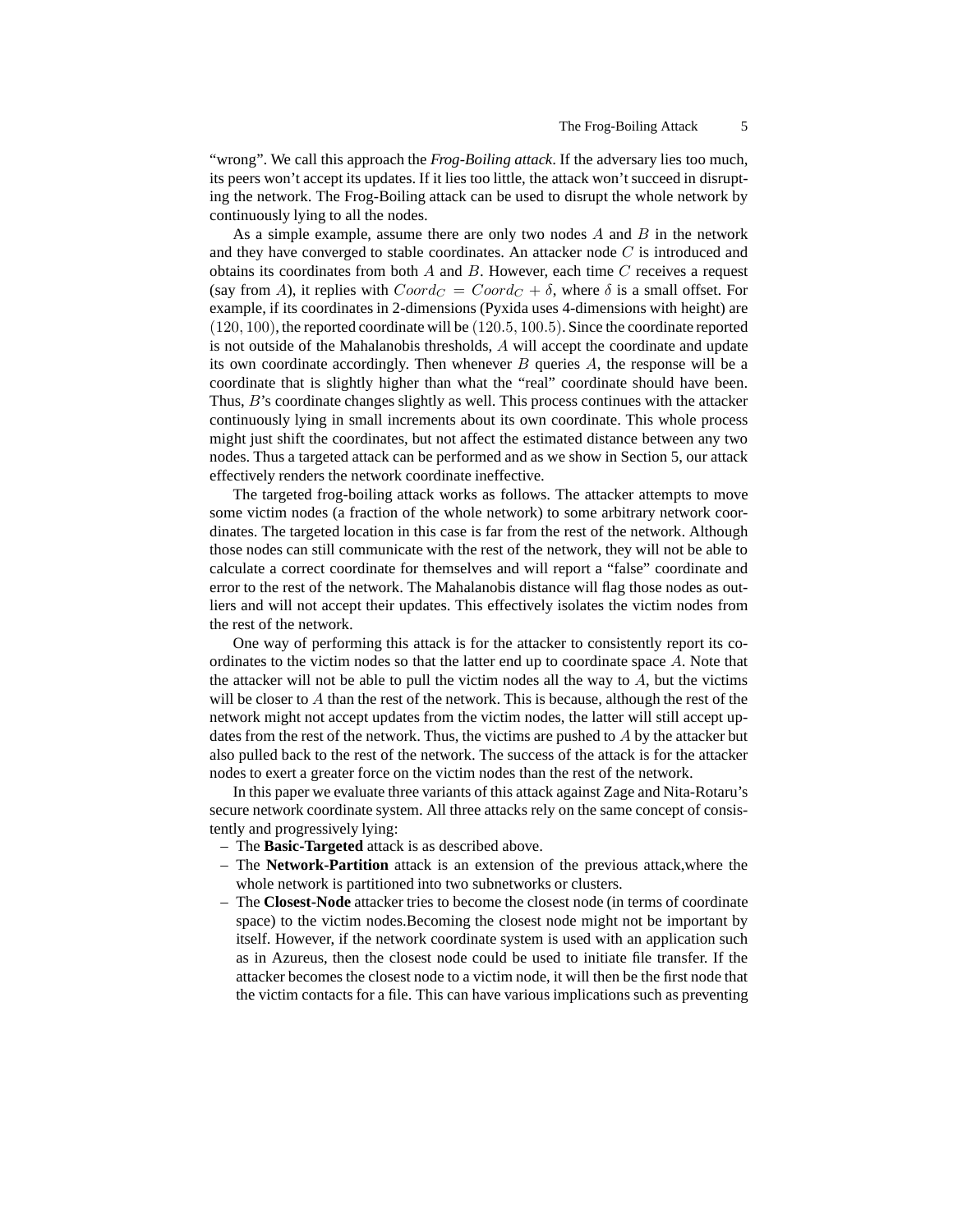"wrong". We call this approach the *Frog-Boiling attack*. If the adversary lies too much, its peers won't accept its updates. If it lies too little, the attack won't succeed in disrupting the network. The Frog-Boiling attack can be used to disrupt the whole network by continuously lying to all the nodes.

As a simple example, assume there are only two nodes $A$ and $B$ in the network and they have converged to stable coordinates. An attacker node $C$ is introduced and obtains its coordinates from both $A$ and $B$. However, each time $C$ receives a request (say from $A$), it replies with $Coord_C = Coord_C + \delta$, where $\delta$ is a small offset. For example, if its coordinates in 2-dimensions (Pyxida uses 4-dimensions with height) are $(120, 100)$, the reported coordinate will be $(120.5, 100.5)$. Since the coordinate reported is not outside of the Mahalanobis thresholds, $A$ will accept the coordinate and update its own coordinate accordingly. Then whenever $B$ queries $A$, the response will be a coordinate that is slightly higher than what the "real" coordinate should have been. Thus, $B$'s coordinate changes slightly as well. This process continues with the attacker continuously lying in small increments about its own coordinate. This whole process might just shift the coordinates, but not affect the estimated distance between any two nodes. Thus a targeted attack can be performed and as we show in Section 5, our attack effectively renders the network coordinate ineffective.

The targeted frog-boiling attack works as follows. The attacker attempts to move some victim nodes (a fraction of the whole network) to some arbitrary network coordinates. The targeted location in this case is far from the rest of the network. Although those nodes can still communicate with the rest of the network, they will not be able to calculate a correct coordinate for themselves and will report a "false" coordinate and error to the rest of the network. The Mahalanobis distance will flag those nodes as outliers and will not accept their updates. This effectively isolates the victim nodes from the rest of the network.

One way of performing this attack is for the attacker to consistently report its coordinates to the victim nodes so that the latter end up to coordinate space $A$. Note that the attacker will not be able to pull the victim nodes all the way to $A$, but the victims will be closer to $A$ than the rest of the network. This is because, although the rest of the network might not accept updates from the victim nodes, the latter will still accept updates from the rest of the network. Thus, the victims are pushed to $A$ by the attacker but also pulled back to the rest of the network. The success of the attack is for the attacker nodes to exert a greater force on the victim nodes than the rest of the network.

In this paper we evaluate three variants of this attack against Zage and Nita-Rotaru's secure network coordinate system. All three attacks rely on the same concept of consistently and progressively lying:

- The **Basic-Targeted** attack is as described above.
- The **Network-Partition** attack is an extension of the previous attack,where the whole network is partitioned into two subnetworks or clusters.
- The **Closest-Node** attacker tries to become the closest node (in terms of coordinate space) to the victim nodes.Becoming the closest node might not be important by itself. However, if the network coordinate system is used with an application such as in Azureus, then the closest node could be used to initiate file transfer. If the attacker becomes the closest node to a victim node, it will then be the first node that the victim contacts for a file. This can have various implications such as preventing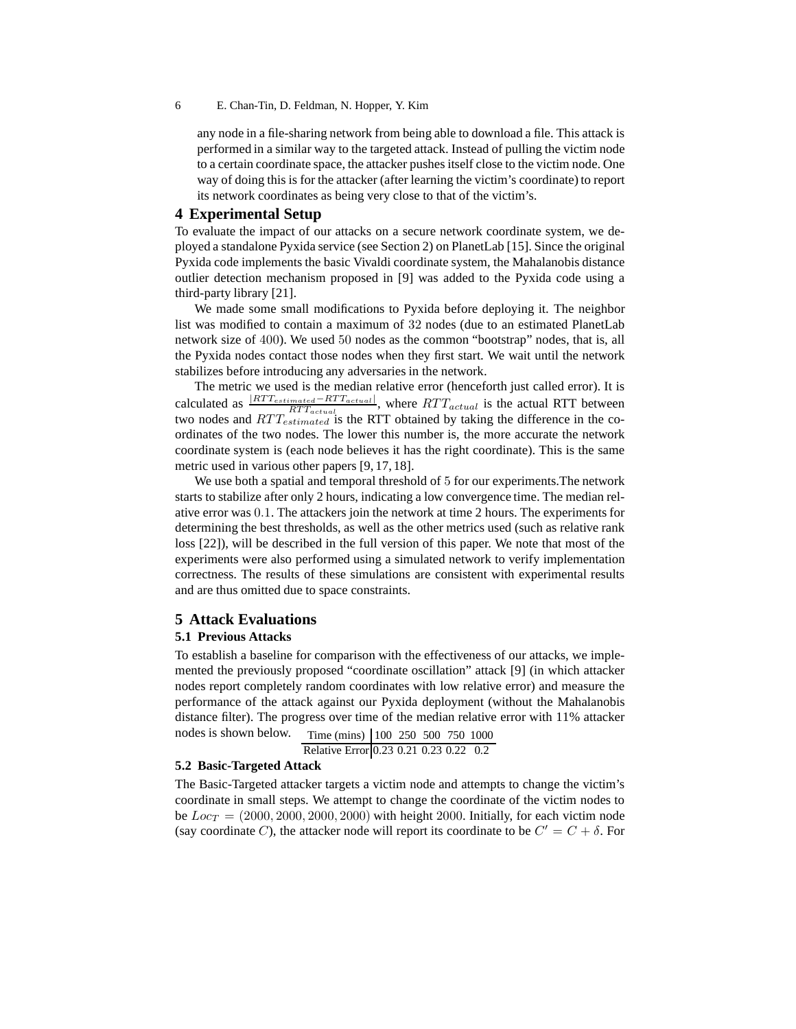any node in a file-sharing network from being able to download a file. This attack is performed in a similar way to the targeted attack. Instead of pulling the victim node to a certain coordinate space, the attacker pushes itself close to the victim node. One way of doing this is for the attacker (after learning the victim's coordinate) to report its network coordinates as being very close to that of the victim's.

## 4 Experimental Setup

To evaluate the impact of our attacks on a secure network coordinate system, we deployed a standalone Pyxida service (see Section 2) on PlanetLab [15]. Since the original Pyxida code implements the basic Vivaldi coordinate system, the Mahalanobis distance outlier detection mechanism proposed in [9] was added to the Pyxida code using a third-party library [21].

We made some small modifications to Pyxida before deploying it. The neighbor list was modified to contain a maximum of $32$ nodes (due to an estimated PlanetLab network size of $400$). We used $50$ nodes as the common "bootstrap" nodes, that is, all the Pyxida nodes contact those nodes when they first start. We wait until the network stabilizes before introducing any adversaries in the network.

The metric we used is the median relative error (henceforth just called error). It is calculated as $\frac{|RTT_{estimated} - RTT_{actual}|}{RTT_{actual}}$, where $RTT_{actual}$ is the actual RTT between two nodes and $RTT_{estimated}$ is the RTT obtained by taking the difference in the coordinates of the two nodes. The lower this number is, the more accurate the network coordinate system is (each node believes it has the right coordinate). This is the same metric used in various other papers [9, 17, 18].

We use both a spatial and temporal threshold of $5$ for our experiments.The network starts to stabilize after only 2 hours, indicating a low convergence time. The median relative error was $0.1$. The attackers join the network at time 2 hours. The experiments for determining the best thresholds, as well as the other metrics used (such as relative rank loss [22]), will be described in the full version of this paper. We note that most of the experiments were also performed using a simulated network to verify implementation correctness. The results of these simulations are consistent with experimental results and are thus omitted due to space constraints.

## 5 Attack Evaluations

### 5.1 Previous Attacks

To establish a baseline for comparison with the effectiveness of our attacks, we implemented the previously proposed "coordinate oscillation" attack [9] (in which attacker nodes report completely random coordinates with low relative error) and measure the performance of the attack against our Pyxida deployment (without the Mahalanobis distance filter). The progress over time of the median relative error with 11% attacker nodes is shown below.

| Time (mins) | 100 | 250 | 500 | 750 | 1000 |
|---|---|---|---|---|---|
| Relative Error | 0.23 | 0.21 | 0.23 | 0.22 | 0.2 |

### 5.2 Basic-Targeted Attack

The Basic-Targeted attacker targets a victim node and attempts to change the victim's coordinate in small steps. We attempt to change the coordinate of the victim nodes to be $Loc_T = (2000, 2000, 2000, 2000)$ with height $2000$. Initially, for each victim node (say coordinate $C$), the attacker node will report its coordinate to be $C' = C + \delta$. For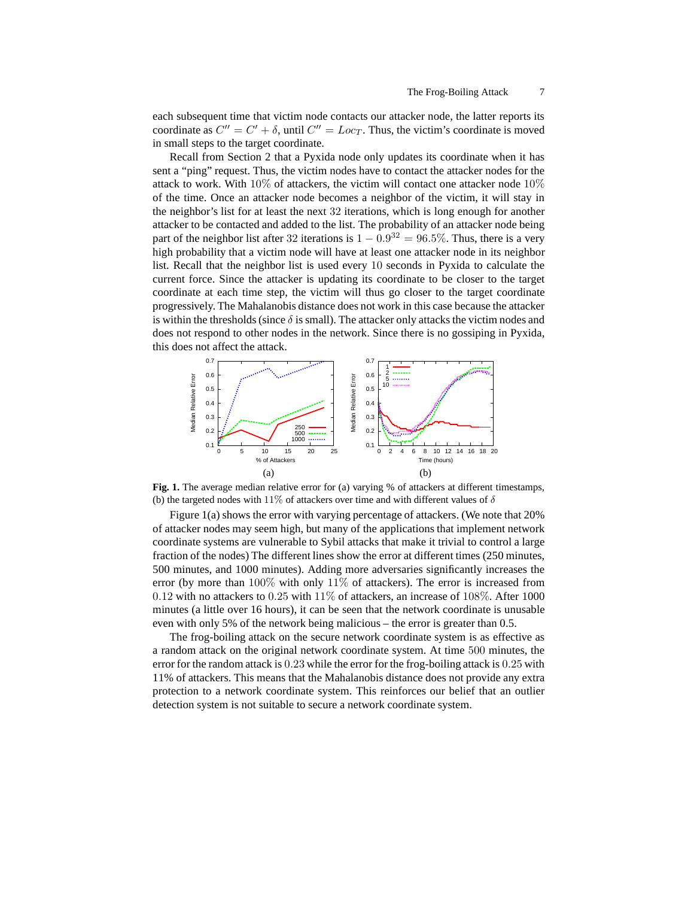each subsequent time that victim node contacts our attacker node, the latter reports its coordinate as $C'' = C' + \delta$, until $C'' = Loc_T$. Thus, the victim's coordinate is moved in small steps to the target coordinate.

Recall from Section 2 that a Pyxida node only updates its coordinate when it has sent a "ping" request. Thus, the victim nodes have to contact the attacker nodes for the attack to work. With $10\%$ of attackers, the victim will contact one attacker node $10\%$ of the time. Once an attacker node becomes a neighbor of the victim, it will stay in the neighbor's list for at least the next $32$ iterations, which is long enough for another attacker to be contacted and added to the list. The probability of an attacker node being part of the neighbor list after $32$ iterations is $1 - 0.9^{32} = 96.5\%$. Thus, there is a very high probability that a victim node will have at least one attacker node in its neighbor list. Recall that the neighbor list is used every $10$ seconds in Pyxida to calculate the current force. Since the attacker is updating its coordinate to be closer to the target coordinate at each time step, the victim will thus go closer to the target coordinate progressively. The Mahalanobis distance does not work in this case because the attacker is within the thresholds (since $\delta$ is small). The attacker only attacks the victim nodes and does not respond to other nodes in the network. Since there is no gossiping in Pyxida, this does not affect the attack.

**Fig. 1.** The average median relative error for (a) varying % of attackers at different timestamps, (b) the targeted nodes with $11\%$ of attackers over time and with different values of $\delta$

Figure 1(a) shows the error with varying percentage of attackers. (We note that 20% of attacker nodes may seem high, but many of the applications that implement network coordinate systems are vulnerable to Sybil attacks that make it trivial to control a large fraction of the nodes) The different lines show the error at different times (250 minutes, 500 minutes, and 1000 minutes). Adding more adversaries significantly increases the error (by more than $100\%$ with only $11\%$ of attackers). The error is increased from $0.12$ with no attackers to $0.25$ with $11\%$ of attackers, an increase of $108\%$. After 1000 minutes (a little over 16 hours), it can be seen that the network coordinate is unusable even with only 5% of the network being malicious – the error is greater than 0.5.

The frog-boiling attack on the secure network coordinate system is as effective as a random attack on the original network coordinate system. At time $500$ minutes, the error for the random attack is $0.23$ while the error for the frog-boiling attack is $0.25$ with 11% of attackers. This means that the Mahalanobis distance does not provide any extra protection to a network coordinate system. This reinforces our belief that an outlier detection system is not suitable to secure a network coordinate system.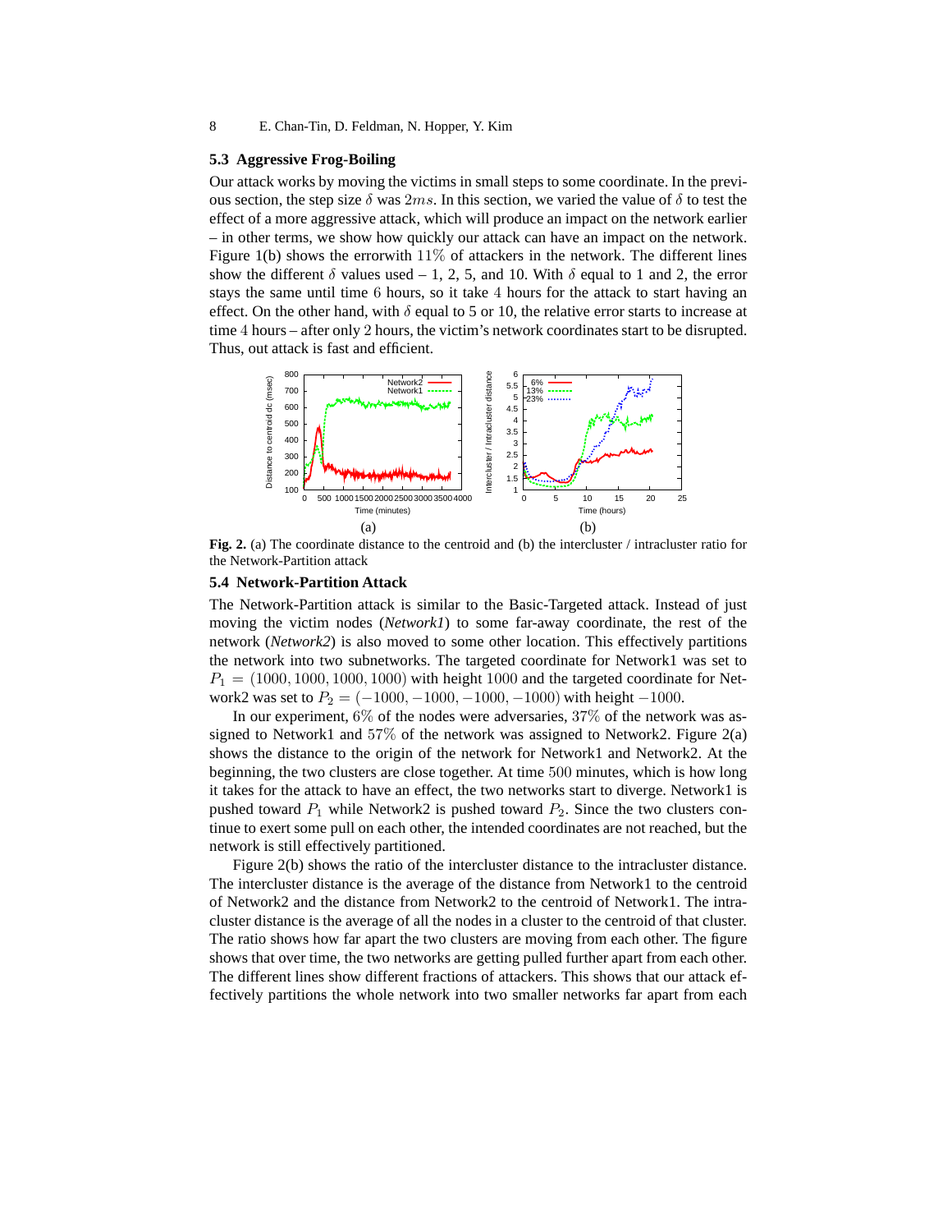### 5.3 Aggressive Frog-Boiling

Our attack works by moving the victims in small steps to some coordinate. In the previous section, the step size $\delta$ was $2ms$. In this section, we varied the value of $\delta$ to test the effect of a more aggressive attack, which will produce an impact on the network earlier – in other terms, we show how quickly our attack can have an impact on the network. Figure 1(b) shows the errorwith $11\%$ of attackers in the network. The different lines show the different $\delta$ values used – 1, 2, 5, and 10. With $\delta$ equal to 1 and 2, the error stays the same until time $6$ hours, so it take $4$ hours for the attack to start having an effect. On the other hand, with $\delta$ equal to 5 or 10, the relative error starts to increase at time $4$ hours – after only $2$ hours, the victim's network coordinates start to be disrupted. Thus, out attack is fast and efficient.

**Fig. 2.** (a) The coordinate distance to the centroid and (b) the intercluster / intracluster ratio for the Network-Partition attack

### 5.4 Network-Partition Attack

The Network-Partition attack is similar to the Basic-Targeted attack. Instead of just moving the victim nodes (*Network1*) to some far-away coordinate, the rest of the network (*Network2*) is also moved to some other location. This effectively partitions the network into two subnetworks. The targeted coordinate for Network1 was set to $P_1 = (1000, 1000, 1000, 1000)$ with height $1000$ and the targeted coordinate for Network2 was set to $P_2 = (-1000, -1000, -1000, -1000)$ with height $-1000$.

In our experiment, $6\%$ of the nodes were adversaries, $37\%$ of the network was assigned to Network1 and $57\%$ of the network was assigned to Network2. Figure 2(a) shows the distance to the origin of the network for Network1 and Network2. At the beginning, the two clusters are close together. At time $500$ minutes, which is how long it takes for the attack to have an effect, the two networks start to diverge. Network1 is pushed toward $P_1$ while Network2 is pushed toward $P_2$. Since the two clusters continue to exert some pull on each other, the intended coordinates are not reached, but the network is still effectively partitioned.

Figure 2(b) shows the ratio of the intercluster distance to the intracluster distance. The intercluster distance is the average of the distance from Network1 to the centroid of Network2 and the distance from Network2 to the centroid of Network1. The intracluster distance is the average of all the nodes in a cluster to the centroid of that cluster. The ratio shows how far apart the two clusters are moving from each other. The figure shows that over time, the two networks are getting pulled further apart from each other. The different lines show different fractions of attackers. This shows that our attack effectively partitions the whole network into two smaller networks far apart from each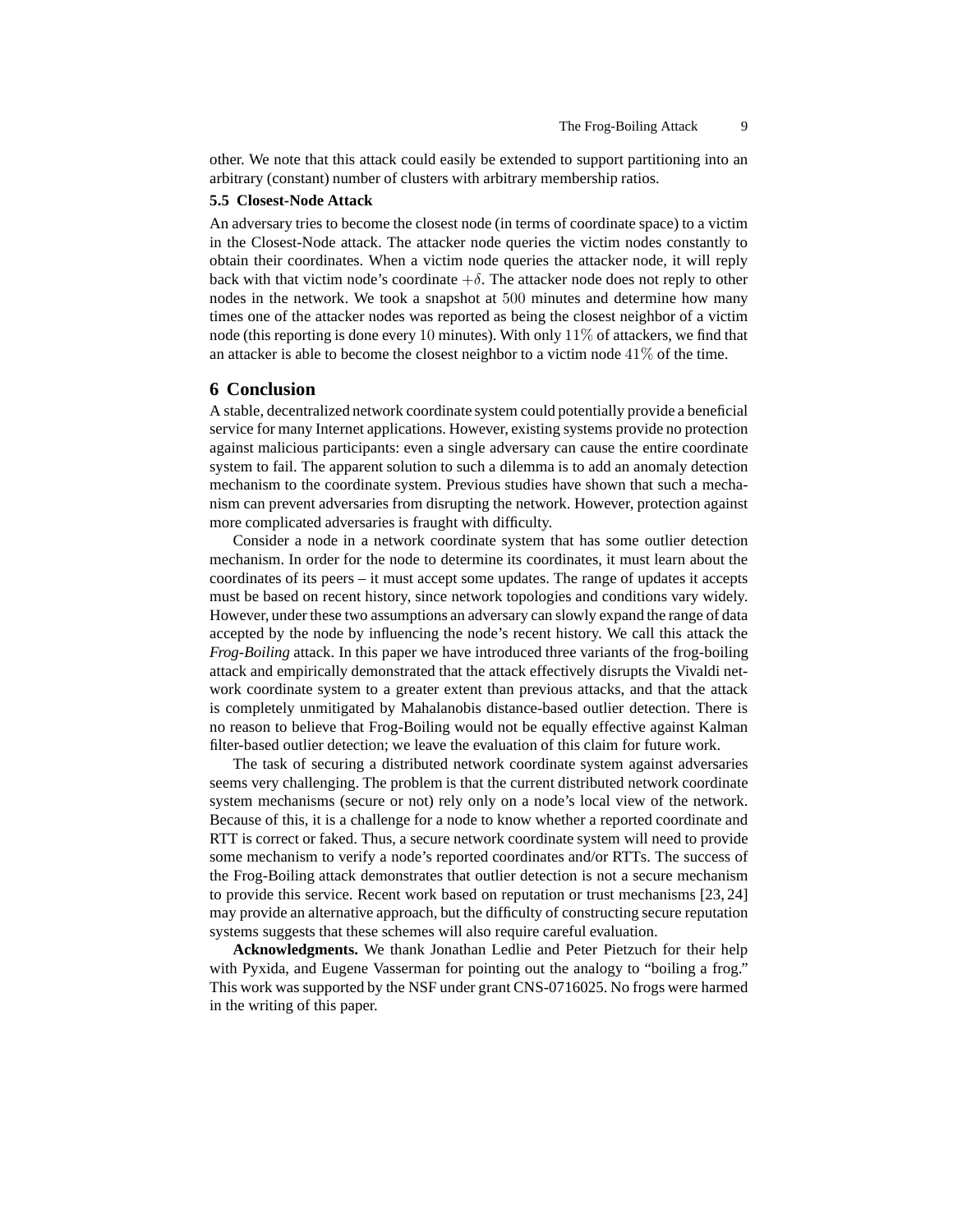other. We note that this attack could easily be extended to support partitioning into an arbitrary (constant) number of clusters with arbitrary membership ratios.

### 5.5 Closest-Node Attack

An adversary tries to become the closest node (in terms of coordinate space) to a victim in the Closest-Node attack. The attacker node queries the victim nodes constantly to obtain their coordinates. When a victim node queries the attacker node, it will reply back with that victim node's coordinate $+\delta$. The attacker node does not reply to other nodes in the network. We took a snapshot at $500$ minutes and determine how many times one of the attacker nodes was reported as being the closest neighbor of a victim node (this reporting is done every $10$ minutes). With only $11\%$ of attackers, we find that an attacker is able to become the closest neighbor to a victim node $41\%$ of the time.

## 6 Conclusion

A stable, decentralized network coordinate system could potentially provide a beneficial service for many Internet applications. However, existing systems provide no protection against malicious participants: even a single adversary can cause the entire coordinate system to fail. The apparent solution to such a dilemma is to add an anomaly detection mechanism to the coordinate system. Previous studies have shown that such a mechanism can prevent adversaries from disrupting the network. However, protection against more complicated adversaries is fraught with difficulty.

Consider a node in a network coordinate system that has some outlier detection mechanism. In order for the node to determine its coordinates, it must learn about the coordinates of its peers – it must accept some updates. The range of updates it accepts must be based on recent history, since network topologies and conditions vary widely. However, under these two assumptions an adversary can slowly expand the range of data accepted by the node by influencing the node's recent history. We call this attack the *Frog-Boiling* attack. In this paper we have introduced three variants of the frog-boiling attack and empirically demonstrated that the attack effectively disrupts the Vivaldi network coordinate system to a greater extent than previous attacks, and that the attack is completely unmitigated by Mahalanobis distance-based outlier detection. There is no reason to believe that Frog-Boiling would not be equally effective against Kalman filter-based outlier detection; we leave the evaluation of this claim for future work.

The task of securing a distributed network coordinate system against adversaries seems very challenging. The problem is that the current distributed network coordinate system mechanisms (secure or not) rely only on a node's local view of the network. Because of this, it is a challenge for a node to know whether a reported coordinate and RTT is correct or faked. Thus, a secure network coordinate system will need to provide some mechanism to verify a node's reported coordinates and/or RTTs. The success of the Frog-Boiling attack demonstrates that outlier detection is not a secure mechanism to provide this service. Recent work based on reputation or trust mechanisms [23, 24] may provide an alternative approach, but the difficulty of constructing secure reputation systems suggests that these schemes will also require careful evaluation.

**Acknowledgments.** We thank Jonathan Ledlie and Peter Pietzuch for their help with Pyxida, and Eugene Vasserman for pointing out the analogy to "boiling a frog." This work was supported by the NSF under grant CNS-0716025. No frogs were harmed in the writing of this paper.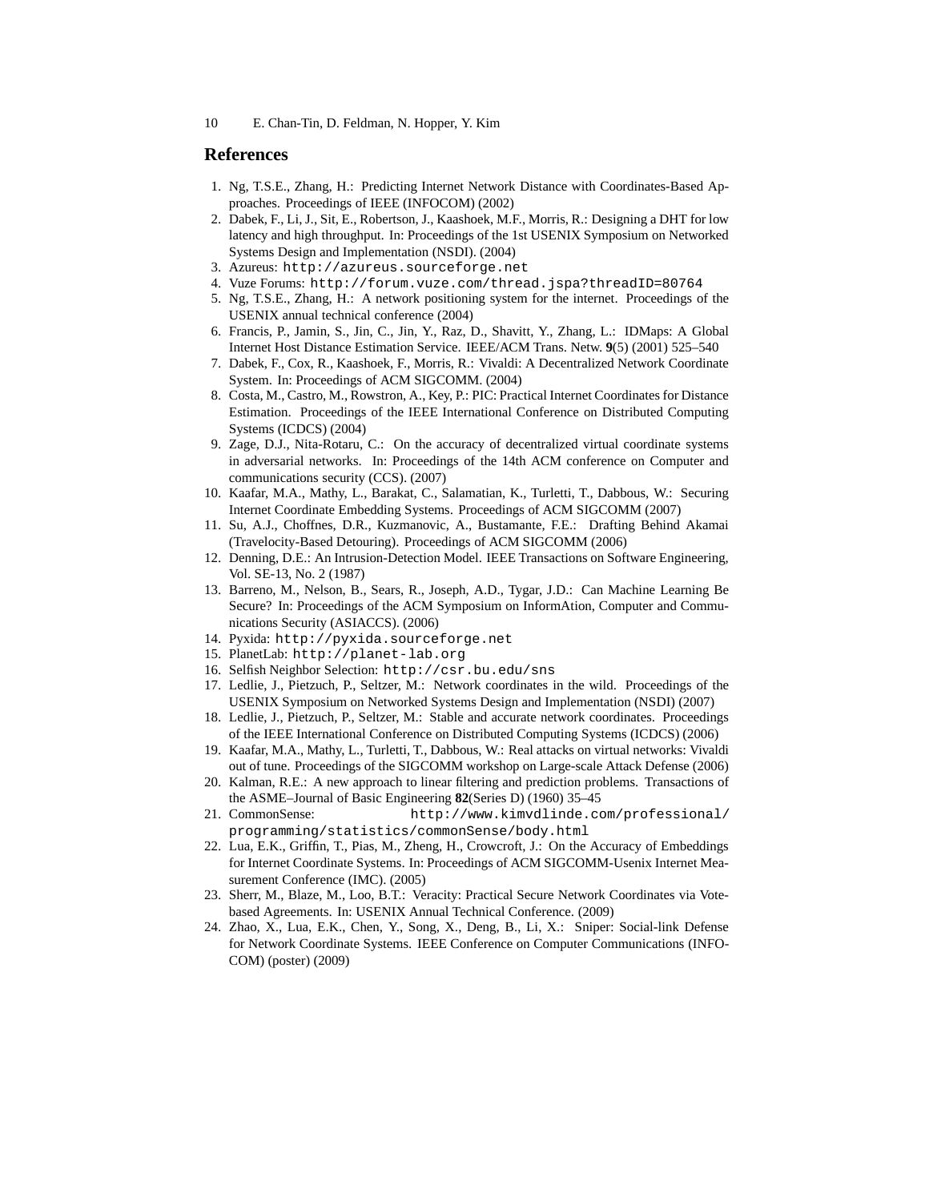## References

1. Ng, T.S.E., Zhang, H.: Predicting Internet Network Distance with Coordinates-Based Approaches. Proceedings of IEEE (INFOCOM) (2002)
2. Dabek, F., Li, J., Sit, E., Robertson, J., Kaashoek, M.F., Morris, R.: Designing a DHT for low latency and high throughput. In: Proceedings of the 1st USENIX Symposium on Networked Systems Design and Implementation (NSDI). (2004)
3. Azureus: http://azureus.sourceforge.net
4. Vuze Forums: http://forum.vuze.com/thread.jspa?threadID=80764
5. Ng, T.S.E., Zhang, H.: A network positioning system for the internet. Proceedings of the USENIX annual technical conference (2004)
6. Francis, P., Jamin, S., Jin, C., Jin, Y., Raz, D., Shavitt, Y., Zhang, L.: IDMaps: A Global Internet Host Distance Estimation Service. IEEE/ACM Trans. Netw. **9**(5) (2001) 525–540
7. Dabek, F., Cox, R., Kaashoek, F., Morris, R.: Vivaldi: A Decentralized Network Coordinate System. In: Proceedings of ACM SIGCOMM. (2004)
8. Costa, M., Castro, M., Rowstron, A., Key, P.: PIC: Practical Internet Coordinates for Distance Estimation. Proceedings of the IEEE International Conference on Distributed Computing Systems (ICDCS) (2004)
9. Zage, D.J., Nita-Rotaru, C.: On the accuracy of decentralized virtual coordinate systems in adversarial networks. In: Proceedings of the 14th ACM conference on Computer and communications security (CCS). (2007)
10. Kaafar, M.A., Mathy, L., Barakat, C., Salamatian, K., Turletti, T., Dabbous, W.: Securing Internet Coordinate Embedding Systems. Proceedings of ACM SIGCOMM (2007)
11. Su, A.J., Choffnes, D.R., Kuzmanovic, A., Bustamante, F.E.: Drafting Behind Akamai (Travelocity-Based Detouring). Proceedings of ACM SIGCOMM (2006)
12. Denning, D.E.: An Intrusion-Detection Model. IEEE Transactions on Software Engineering, Vol. SE-13, No. 2 (1987)
13. Barreno, M., Nelson, B., Sears, R., Joseph, A.D., Tygar, J.D.: Can Machine Learning Be Secure? In: Proceedings of the ACM Symposium on InformAtion, Computer and Communications Security (ASIACCS). (2006)
14. Pyxida: http://pyxida.sourceforge.net
15. PlanetLab: http://planet-lab.org
16. Selfish Neighbor Selection: http://csr.bu.edu/sns
17. Ledlie, J., Pietzuch, P., Seltzer, M.: Network coordinates in the wild. Proceedings of the USENIX Symposium on Networked Systems Design and Implementation (NSDI) (2007)
18. Ledlie, J., Pietzuch, P., Seltzer, M.: Stable and accurate network coordinates. Proceedings of the IEEE International Conference on Distributed Computing Systems (ICDCS) (2006)
19. Kaafar, M.A., Mathy, L., Turletti, T., Dabbous, W.: Real attacks on virtual networks: Vivaldi out of tune. Proceedings of the SIGCOMM workshop on Large-scale Attack Defense (2006)
20. Kalman, R.E.: A new approach to linear filtering and prediction problems. Transactions of the ASME–Journal of Basic Engineering **82**(Series D) (1960) 35–45
21. CommonSense: http://www.kimvdlinde.com/professional/programming/statistics/commonSense/body.html
22. Lua, E.K., Griffin, T., Pias, M., Zheng, H., Crowcroft, J.: On the Accuracy of Embeddings for Internet Coordinate Systems. In: Proceedings of ACM SIGCOMM-Usenix Internet Measurement Conference (IMC). (2005)
23. Sherr, M., Blaze, M., Loo, B.T.: Veracity: Practical Secure Network Coordinates via Vote-based Agreements. In: USENIX Annual Technical Conference. (2009)
24. Zhao, X., Lua, E.K., Chen, Y., Song, X., Deng, B., Li, X.: Sniper: Social-link Defense for Network Coordinate Systems. IEEE Conference on Computer Communications (INFOCOM) (poster) (2009)